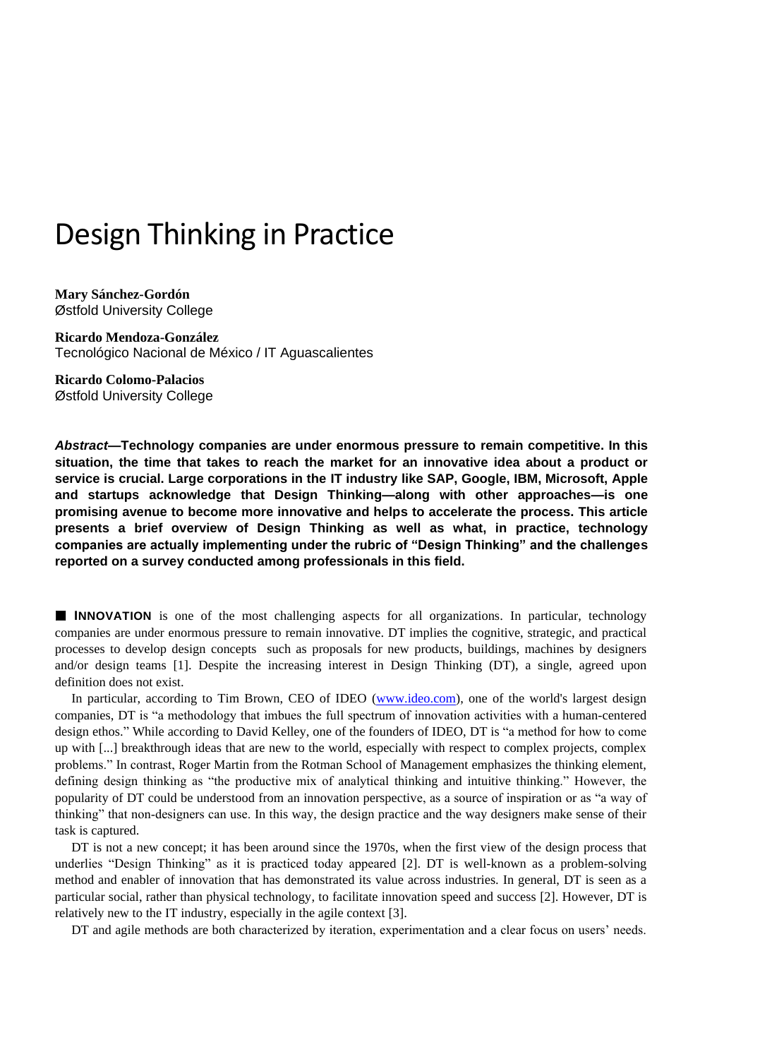# Design Thinking in Practice

**Mary Sánchez-Gordón**
Østfold University College

**Ricardo Mendoza-González**
Tecnológico Nacional de México / IT Aguascalientes

**Ricardo Colomo-Palacios**
Østfold University College

***Abstract*—Technology companies are under enormous pressure to remain competitive. In this situation, the time that takes to reach the market for an innovative idea about a product or service is crucial. Large corporations in the IT industry like SAP, Google, IBM, Microsoft, Apple and startups acknowledge that Design Thinking—along with other approaches—is one promising avenue to become more innovative and helps to accelerate the process. This article presents a brief overview of Design Thinking as well as what, in practice, technology companies are actually implementing under the rubric of "Design Thinking" and the challenges reported on a survey conducted among professionals in this field.**

■ **INNOVATION** is one of the most challenging aspects for all organizations. In particular, technology companies are under enormous pressure to remain innovative. DT implies the cognitive, strategic, and practical processes to develop design concepts such as proposals for new products, buildings, machines by designers and/or design teams [1]. Despite the increasing interest in Design Thinking (DT), a single, agreed upon definition does not exist.

In particular, according to Tim Brown, CEO of IDEO ([www.ideo.com](www.ideo.com)), one of the world's largest design companies, DT is "a methodology that imbues the full spectrum of innovation activities with a human-centered design ethos." While according to David Kelley, one of the founders of IDEO, DT is "a method for how to come up with [...] breakthrough ideas that are new to the world, especially with respect to complex projects, complex problems." In contrast, Roger Martin from the Rotman School of Management emphasizes the thinking element, defining design thinking as "the productive mix of analytical thinking and intuitive thinking." However, the popularity of DT could be understood from an innovation perspective, as a source of inspiration or as "a way of thinking" that non-designers can use. In this way, the design practice and the way designers make sense of their task is captured.

DT is not a new concept; it has been around since the 1970s, when the first view of the design process that underlies "Design Thinking" as it is practiced today appeared [2]. DT is well-known as a problem-solving method and enabler of innovation that has demonstrated its value across industries. In general, DT is seen as a particular social, rather than physical technology, to facilitate innovation speed and success [2]. However, DT is relatively new to the IT industry, especially in the agile context [3].

DT and agile methods are both characterized by iteration, experimentation and a clear focus on users' needs.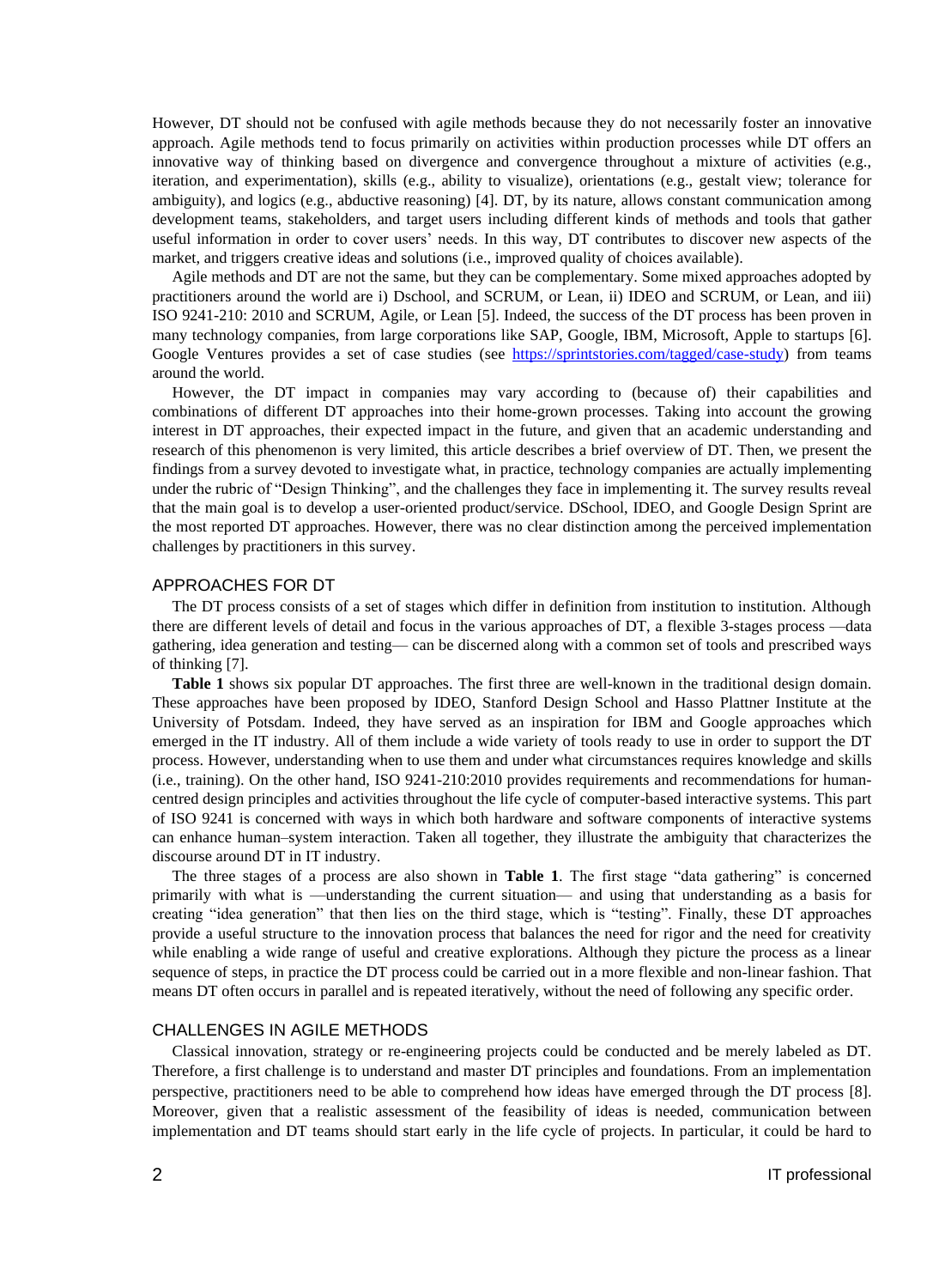However, DT should not be confused with agile methods because they do not necessarily foster an innovative approach. Agile methods tend to focus primarily on activities within production processes while DT offers an innovative way of thinking based on divergence and convergence throughout a mixture of activities (e.g., iteration, and experimentation), skills (e.g., ability to visualize), orientations (e.g., gestalt view; tolerance for ambiguity), and logics (e.g., abductive reasoning) [4]. DT, by its nature, allows constant communication among development teams, stakeholders, and target users including different kinds of methods and tools that gather useful information in order to cover users' needs. In this way, DT contributes to discover new aspects of the market, and triggers creative ideas and solutions (i.e., improved quality of choices available).

Agile methods and DT are not the same, but they can be complementary. Some mixed approaches adopted by practitioners around the world are i) Dschool, and SCRUM, or Lean, ii) IDEO and SCRUM, or Lean, and iii) ISO 9241-210: 2010 and SCRUM, Agile, or Lean [5]. Indeed, the success of the DT process has been proven in many technology companies, from large corporations like SAP, Google, IBM, Microsoft, Apple to startups [6]. Google Ventures provides a set of case studies (see https://sprintstories.com/tagged/case-study) from teams around the world.

However, the DT impact in companies may vary according to (because of) their capabilities and combinations of different DT approaches into their home-grown processes. Taking into account the growing interest in DT approaches, their expected impact in the future, and given that an academic understanding and research of this phenomenon is very limited, this article describes a brief overview of DT. Then, we present the findings from a survey devoted to investigate what, in practice, technology companies are actually implementing under the rubric of "Design Thinking", and the challenges they face in implementing it. The survey results reveal that the main goal is to develop a user-oriented product/service. DSchool, IDEO, and Google Design Sprint are the most reported DT approaches. However, there was no clear distinction among the perceived implementation challenges by practitioners in this survey.

## APPROACHES FOR DT

The DT process consists of a set of stages which differ in definition from institution to institution. Although there are different levels of detail and focus in the various approaches of DT, a flexible 3-stages process —data gathering, idea generation and testing— can be discerned along with a common set of tools and prescribed ways of thinking [7].

**Table 1** shows six popular DT approaches. The first three are well-known in the traditional design domain. These approaches have been proposed by IDEO, Stanford Design School and Hasso Plattner Institute at the University of Potsdam. Indeed, they have served as an inspiration for IBM and Google approaches which emerged in the IT industry. All of them include a wide variety of tools ready to use in order to support the DT process. However, understanding when to use them and under what circumstances requires knowledge and skills (i.e., training). On the other hand, ISO 9241-210:2010 provides requirements and recommendations for human-centred design principles and activities throughout the life cycle of computer-based interactive systems. This part of ISO 9241 is concerned with ways in which both hardware and software components of interactive systems can enhance human–system interaction. Taken all together, they illustrate the ambiguity that characterizes the discourse around DT in IT industry.

The three stages of a process are also shown in **Table 1**. The first stage "data gathering" is concerned primarily with what is —understanding the current situation— and using that understanding as a basis for creating "idea generation" that then lies on the third stage, which is "testing". Finally, these DT approaches provide a useful structure to the innovation process that balances the need for rigor and the need for creativity while enabling a wide range of useful and creative explorations. Although they picture the process as a linear sequence of steps, in practice the DT process could be carried out in a more flexible and non-linear fashion. That means DT often occurs in parallel and is repeated iteratively, without the need of following any specific order.

## CHALLENGES IN AGILE METHODS

Classical innovation, strategy or re-engineering projects could be conducted and be merely labeled as DT. Therefore, a first challenge is to understand and master DT principles and foundations. From an implementation perspective, practitioners need to be able to comprehend how ideas have emerged through the DT process [8]. Moreover, given that a realistic assessment of the feasibility of ideas is needed, communication between implementation and DT teams should start early in the life cycle of projects. In particular, it could be hard to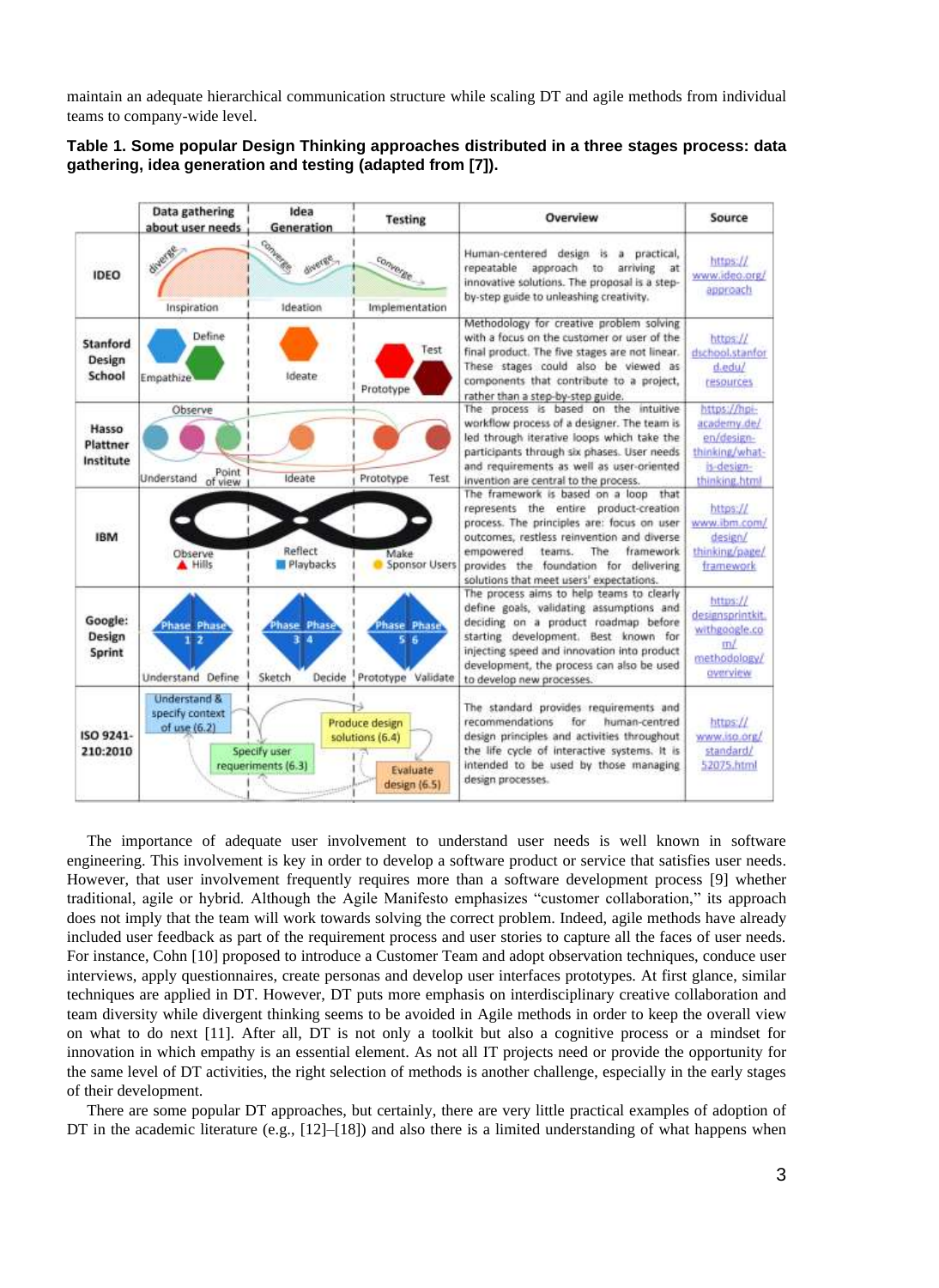maintain an adequate hierarchical communication structure while scaling DT and agile methods from individual teams to company-wide level.

**Table 1. Some popular Design Thinking approaches distributed in a three stages process: data gathering, idea generation and testing (adapted from [7]).**

| | Data gathering about user needs | Idea Generation | Testing | Overview | Source |
|---|---|---|---|---|---|
| IDEO | diverge; Inspiration | converge, diverge; Ideation | converge; Implementation | Human-centered design is a practical, repeatable approach to arriving at innovative solutions. The proposal is a step-by-step guide to unleashing creativity. | https://www.ideo.org/approach |
| Stanford Design School | Empathize, Define | Ideate | Prototype, Test | Methodology for creative problem solving with a focus on the customer or user of the final product. The five stages are not linear. These stages could also be viewed as components that contribute to a project, rather than a step-by-step guide. | https://dschool.stanford.edu/resources |
| Hasso Plattner Institute | Understand, Observe, Point of view | Ideate | Prototype, Test | The process is based on the intuitive workflow process of a designer. The team is led through iterative loops which take the participants through six phases. User needs and requirements as well as user-oriented invention are central to the process. | https://hpi-academy.de/en/design-thinking/what-is-design-thinking.html |
| IBM | Observe; Hills | Reflect; Playbacks | Make; Sponsor Users | The framework is based on a loop that represents the entire product-creation process. The principles are: focus on user outcomes, restless reinvention and diverse empowered teams. The framework provides the foundation for delivering solutions that meet users' expectations. | https://www.ibm.com/design/thinking/page/framework |
| Google: Design Sprint | Phase 1, Phase 2; Understand, Define | Phase 3, Phase 4; Sketch, Decide | Phase 5, Phase 6; Prototype, Validate | The process aims to help teams to clearly define goals, validating assumptions and deciding on a product roadmap before starting development. Best known for injecting speed and innovation into product development, the process can also be used to develop new processes. | https://designsprintkit.withgoogle.com/methodology/overview |
| ISO 9241-210:2010 | Understand & specify context of use (6.2) | Specify user requirements (6.3); Produce design solutions (6.4) | Evaluate design (6.5) | The standard provides requirements and recommendations for human-centred design principles and activities throughout the life cycle of interactive systems. It is intended to be used by those managing design processes. | https://www.iso.org/standard/52075.html |

The importance of adequate user involvement to understand user needs is well known in software engineering. This involvement is key in order to develop a software product or service that satisfies user needs. However, that user involvement frequently requires more than a software development process [9] whether traditional, agile or hybrid. Although the Agile Manifesto emphasizes "customer collaboration," its approach does not imply that the team will work towards solving the correct problem. Indeed, agile methods have already included user feedback as part of the requirement process and user stories to capture all the faces of user needs. For instance, Cohn [10] proposed to introduce a Customer Team and adopt observation techniques, conduce user interviews, apply questionnaires, create personas and develop user interfaces prototypes. At first glance, similar techniques are applied in DT. However, DT puts more emphasis on interdisciplinary creative collaboration and team diversity while divergent thinking seems to be avoided in Agile methods in order to keep the overall view on what to do next [11]. After all, DT is not only a toolkit but also a cognitive process or a mindset for innovation in which empathy is an essential element. As not all IT projects need or provide the opportunity for the same level of DT activities, the right selection of methods is another challenge, especially in the early stages of their development.

There are some popular DT approaches, but certainly, there are very little practical examples of adoption of DT in the academic literature (e.g., [12]–[18]) and also there is a limited understanding of what happens when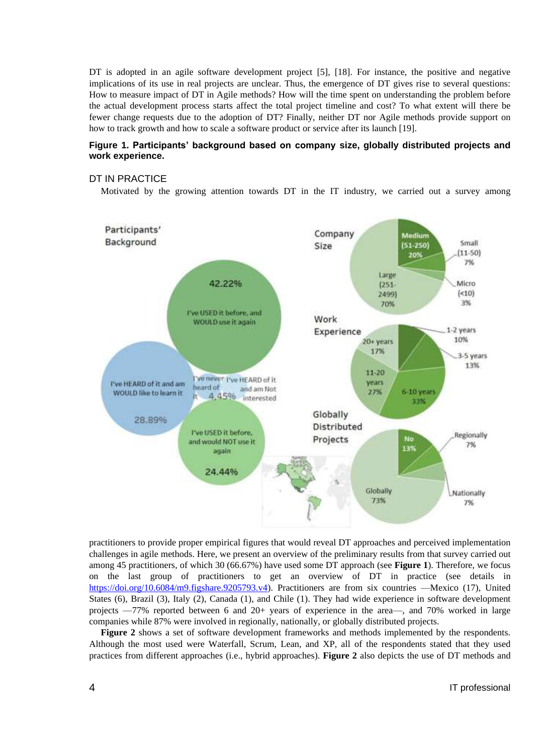DT is adopted in an agile software development project [5], [18]. For instance, the positive and negative implications of its use in real projects are unclear. Thus, the emergence of DT gives rise to several questions: How to measure impact of DT in Agile methods? How will the time spent on understanding the problem before the actual development process starts affect the total project timeline and cost? To what extent will there be fewer change requests due to the adoption of DT? Finally, neither DT nor Agile methods provide support on how to track growth and how to scale a software product or service after its launch [19].

**Figure 1. Participants' background based on company size, globally distributed projects and work experience.**

## DT IN PRACTICE

Motivated by the growing attention towards DT in the IT industry, we carried out a survey among practitioners to provide proper empirical figures that would reveal DT approaches and perceived implementation challenges in agile methods. Here, we present an overview of the preliminary results from that survey carried out among 45 practitioners, of which 30 (66.67%) have used some DT approach (see **Figure 1**). Therefore, we focus on the last group of practitioners to get an overview of DT in practice (see details in https://doi.org/10.6084/m9.figshare.9205793.v4). Practitioners are from six countries —Mexico (17), United States (6), Brazil (3), Italy (2), Canada (1), and Chile (1). They had wide experience in software development projects —77% reported between 6 and 20+ years of experience in the area—, and 70% worked in large companies while 87% were involved in regionally, nationally, or globally distributed projects.

**Figure 2** shows a set of software development frameworks and methods implemented by the respondents. Although the most used were Waterfall, Scrum, Lean, and XP, all of the respondents stated that they used practices from different approaches (i.e., hybrid approaches). **Figure 2** also depicts the use of DT methods and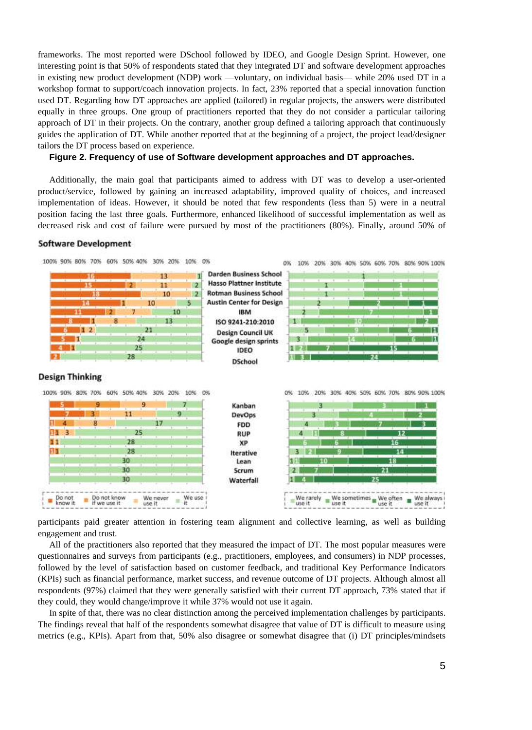frameworks. The most reported were DSchool followed by IDEO, and Google Design Sprint. However, one interesting point is that 50% of respondents stated that they integrated DT and software development approaches in existing new product development (NDP) work —voluntary, on individual basis— while 20% used DT in a workshop format to support/coach innovation projects. In fact, 23% reported that a special innovation function used DT. Regarding how DT approaches are applied (tailored) in regular projects, the answers were distributed equally in three groups. One group of practitioners reported that they do not consider a particular tailoring approach of DT in their projects. On the contrary, another group defined a tailoring approach that continuously guides the application of DT. While another reported that at the beginning of a project, the project lead/designer tailors the DT process based on experience.

**Figure 2. Frequency of use of Software development approaches and DT approaches.**

Additionally, the main goal that participants aimed to address with DT was to develop a user-oriented product/service, followed by gaining an increased adaptability, improved quality of choices, and increased implementation of ideas. However, it should be noted that few respondents (less than 5) were in a neutral position facing the last three goals. Furthermore, enhanced likelihood of successful implementation as well as decreased risk and cost of failure were pursued by most of the practitioners (80%). Finally, around 50% of participants paid greater attention in fostering team alignment and collective learning, as well as building engagement and trust.

All of the practitioners also reported that they measured the impact of DT. The most popular measures were questionnaires and surveys from participants (e.g., practitioners, employees, and consumers) in NDP processes, followed by the level of satisfaction based on customer feedback, and traditional Key Performance Indicators (KPIs) such as financial performance, market success, and revenue outcome of DT projects. Although almost all respondents (97%) claimed that they were generally satisfied with their current DT approach, 73% stated that if they could, they would change/improve it while 37% would not use it again.

In spite of that, there was no clear distinction among the perceived implementation challenges by participants. The findings reveal that half of the respondents somewhat disagree that value of DT is difficult to measure using metrics (e.g., KPIs). Apart from that, 50% also disagree or somewhat disagree that (i) DT principles/mindsets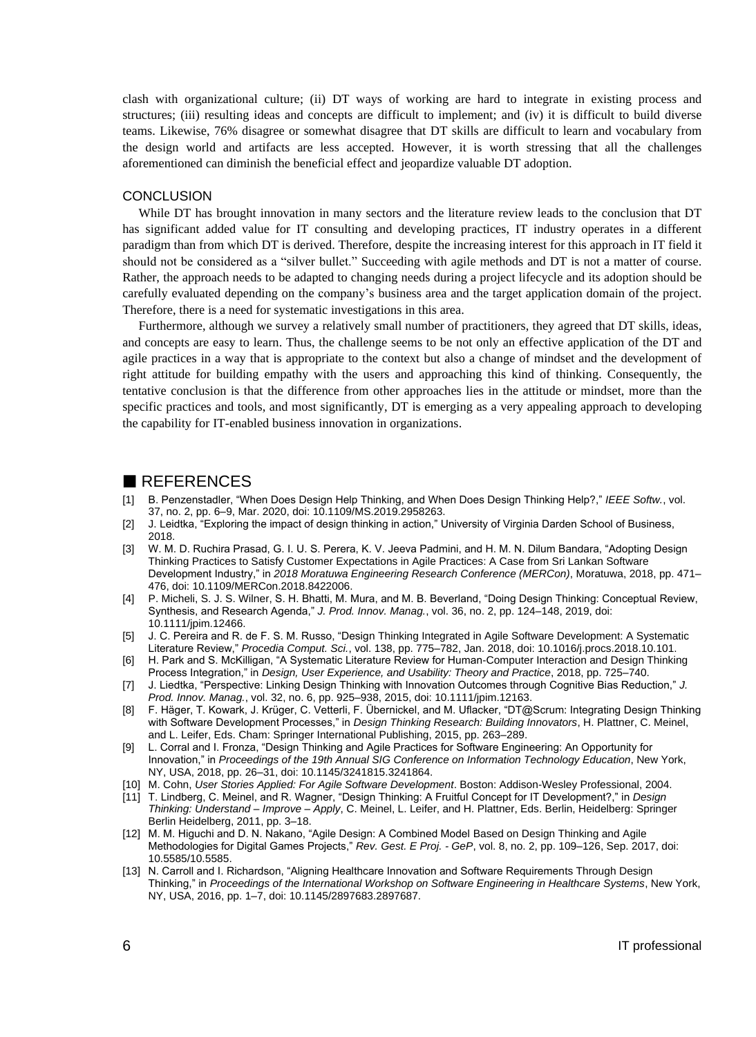clash with organizational culture; (ii) DT ways of working are hard to integrate in existing process and structures; (iii) resulting ideas and concepts are difficult to implement; and (iv) it is difficult to build diverse teams. Likewise, 76% disagree or somewhat disagree that DT skills are difficult to learn and vocabulary from the design world and artifacts are less accepted. However, it is worth stressing that all the challenges aforementioned can diminish the beneficial effect and jeopardize valuable DT adoption.

## CONCLUSION

While DT has brought innovation in many sectors and the literature review leads to the conclusion that DT has significant added value for IT consulting and developing practices, IT industry operates in a different paradigm than from which DT is derived. Therefore, despite the increasing interest for this approach in IT field it should not be considered as a "silver bullet." Succeeding with agile methods and DT is not a matter of course. Rather, the approach needs to be adapted to changing needs during a project lifecycle and its adoption should be carefully evaluated depending on the company's business area and the target application domain of the project. Therefore, there is a need for systematic investigations in this area.

Furthermore, although we survey a relatively small number of practitioners, they agreed that DT skills, ideas, and concepts are easy to learn. Thus, the challenge seems to be not only an effective application of the DT and agile practices in a way that is appropriate to the context but also a change of mindset and the development of right attitude for building empathy with the users and approaching this kind of thinking. Consequently, the tentative conclusion is that the difference from other approaches lies in the attitude or mindset, more than the specific practices and tools, and most significantly, DT is emerging as a very appealing approach to developing the capability for IT-enabled business innovation in organizations.

## REFERENCES

[1] B. Penzenstadler, "When Does Design Help Thinking, and When Does Design Thinking Help?," *IEEE Softw.*, vol. 37, no. 2, pp. 6–9, Mar. 2020, doi: 10.1109/MS.2019.2958263.

[2] J. Leidtka, "Exploring the impact of design thinking in action," University of Virginia Darden School of Business, 2018.

[3] W. M. D. Ruchira Prasad, G. I. U. S. Perera, K. V. Jeeva Padmini, and H. M. N. Dilum Bandara, "Adopting Design Thinking Practices to Satisfy Customer Expectations in Agile Practices: A Case from Sri Lankan Software Development Industry," in *2018 Moratuwa Engineering Research Conference (MERCon)*, Moratuwa, 2018, pp. 471–476, doi: 10.1109/MERCon.2018.8422006.

[4] P. Micheli, S. J. S. Wilner, S. H. Bhatti, M. Mura, and M. B. Beverland, "Doing Design Thinking: Conceptual Review, Synthesis, and Research Agenda," *J. Prod. Innov. Manag.*, vol. 36, no. 2, pp. 124–148, 2019, doi: 10.1111/jpim.12466.

[5] J. C. Pereira and R. de F. S. M. Russo, "Design Thinking Integrated in Agile Software Development: A Systematic Literature Review," *Procedia Comput. Sci.*, vol. 138, pp. 775–782, Jan. 2018, doi: 10.1016/j.procs.2018.10.101.

[6] H. Park and S. McKilligan, "A Systematic Literature Review for Human-Computer Interaction and Design Thinking Process Integration," in *Design, User Experience, and Usability: Theory and Practice*, 2018, pp. 725–740.

[7] J. Liedtka, "Perspective: Linking Design Thinking with Innovation Outcomes through Cognitive Bias Reduction," *J. Prod. Innov. Manag.*, vol. 32, no. 6, pp. 925–938, 2015, doi: 10.1111/jpim.12163.

[8] F. Häger, T. Kowark, J. Krüger, C. Vetterli, F. Übernickel, and M. Uflacker, "DT@Scrum: Integrating Design Thinking with Software Development Processes," in *Design Thinking Research: Building Innovators*, H. Plattner, C. Meinel, and L. Leifer, Eds. Cham: Springer International Publishing, 2015, pp. 263–289.

[9] L. Corral and I. Fronza, "Design Thinking and Agile Practices for Software Engineering: An Opportunity for Innovation," in *Proceedings of the 19th Annual SIG Conference on Information Technology Education*, New York, NY, USA, 2018, pp. 26–31, doi: 10.1145/3241815.3241864.

[10] M. Cohn, *User Stories Applied: For Agile Software Development*. Boston: Addison-Wesley Professional, 2004.

[11] T. Lindberg, C. Meinel, and R. Wagner, "Design Thinking: A Fruitful Concept for IT Development?," in *Design Thinking: Understand – Improve – Apply*, C. Meinel, L. Leifer, and H. Plattner, Eds. Berlin, Heidelberg: Springer Berlin Heidelberg, 2011, pp. 3–18.

[12] M. M. Higuchi and D. N. Nakano, "Agile Design: A Combined Model Based on Design Thinking and Agile Methodologies for Digital Games Projects," *Rev. Gest. E Proj. - GeP*, vol. 8, no. 2, pp. 109–126, Sep. 2017, doi: 10.5585/10.5585.

[13] N. Carroll and I. Richardson, "Aligning Healthcare Innovation and Software Requirements Through Design Thinking," in *Proceedings of the International Workshop on Software Engineering in Healthcare Systems*, New York, NY, USA, 2016, pp. 1–7, doi: 10.1145/2897683.2897687.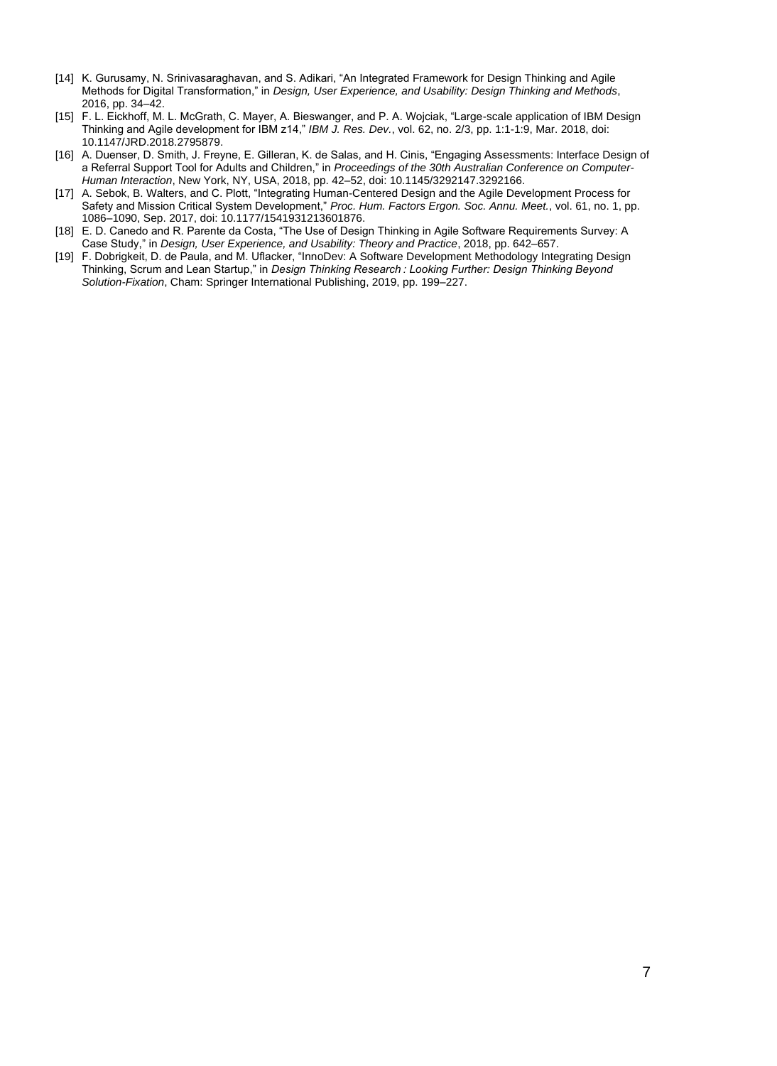[14] K. Gurusamy, N. Srinivasaraghavan, and S. Adikari, "An Integrated Framework for Design Thinking and Agile Methods for Digital Transformation," in *Design, User Experience, and Usability: Design Thinking and Methods*, 2016, pp. 34–42.

[15] F. L. Eickhoff, M. L. McGrath, C. Mayer, A. Bieswanger, and P. A. Wojciak, "Large-scale application of IBM Design Thinking and Agile development for IBM z14," *IBM J. Res. Dev.*, vol. 62, no. 2/3, pp. 1:1-1:9, Mar. 2018, doi: 10.1147/JRD.2018.2795879.

[16] A. Duenser, D. Smith, J. Freyne, E. Gilleran, K. de Salas, and H. Cinis, "Engaging Assessments: Interface Design of a Referral Support Tool for Adults and Children," in *Proceedings of the 30th Australian Conference on Computer-Human Interaction*, New York, NY, USA, 2018, pp. 42–52, doi: 10.1145/3292147.3292166.

[17] A. Sebok, B. Walters, and C. Plott, "Integrating Human-Centered Design and the Agile Development Process for Safety and Mission Critical System Development," *Proc. Hum. Factors Ergon. Soc. Annu. Meet.*, vol. 61, no. 1, pp. 1086–1090, Sep. 2017, doi: 10.1177/1541931213601876.

[18] E. D. Canedo and R. Parente da Costa, "The Use of Design Thinking in Agile Software Requirements Survey: A Case Study," in *Design, User Experience, and Usability: Theory and Practice*, 2018, pp. 642–657.

[19] F. Dobrigkeit, D. de Paula, and M. Uflacker, "InnoDev: A Software Development Methodology Integrating Design Thinking, Scrum and Lean Startup," in *Design Thinking Research : Looking Further: Design Thinking Beyond Solution-Fixation*, Cham: Springer International Publishing, 2019, pp. 199–227.